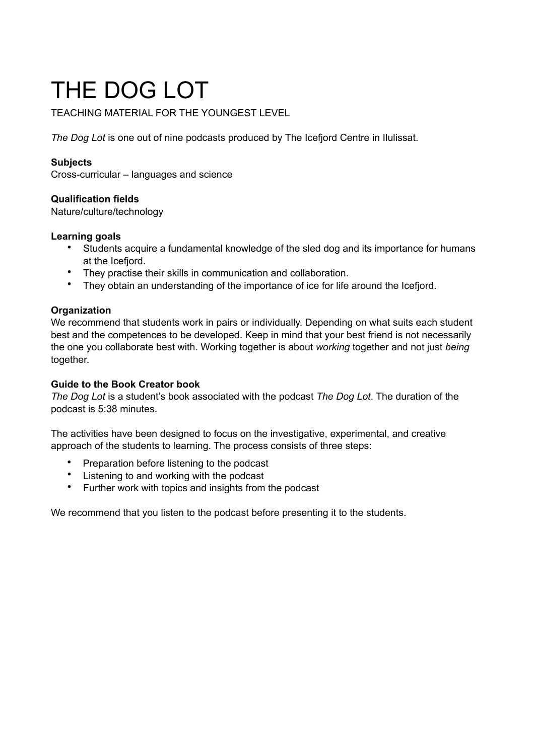# THE DOG LOT

TEACHING MATERIAL FOR THE YOUNGEST LEVEL

*The Dog Lot* is one out of nine podcasts produced by The Icefjord Centre in Ilulissat.

**Subjects**
Cross-curricular – languages and science

**Qualification fields**
Nature/culture/technology

**Learning goals**

- Students acquire a fundamental knowledge of the sled dog and its importance for humans at the Icefjord.
- They practise their skills in communication and collaboration.
- They obtain an understanding of the importance of ice for life around the Icefjord.

**Organization**
We recommend that students work in pairs or individually. Depending on what suits each student best and the competences to be developed. Keep in mind that your best friend is not necessarily the one you collaborate best with. Working together is about *working* together and not just *being* together.

**Guide to the Book Creator book**
*The Dog Lot* is a student's book associated with the podcast *The Dog Lot*. The duration of the podcast is 5:38 minutes.

The activities have been designed to focus on the investigative, experimental, and creative approach of the students to learning. The process consists of three steps:

- Preparation before listening to the podcast
- Listening to and working with the podcast
- Further work with topics and insights from the podcast

We recommend that you listen to the podcast before presenting it to the students.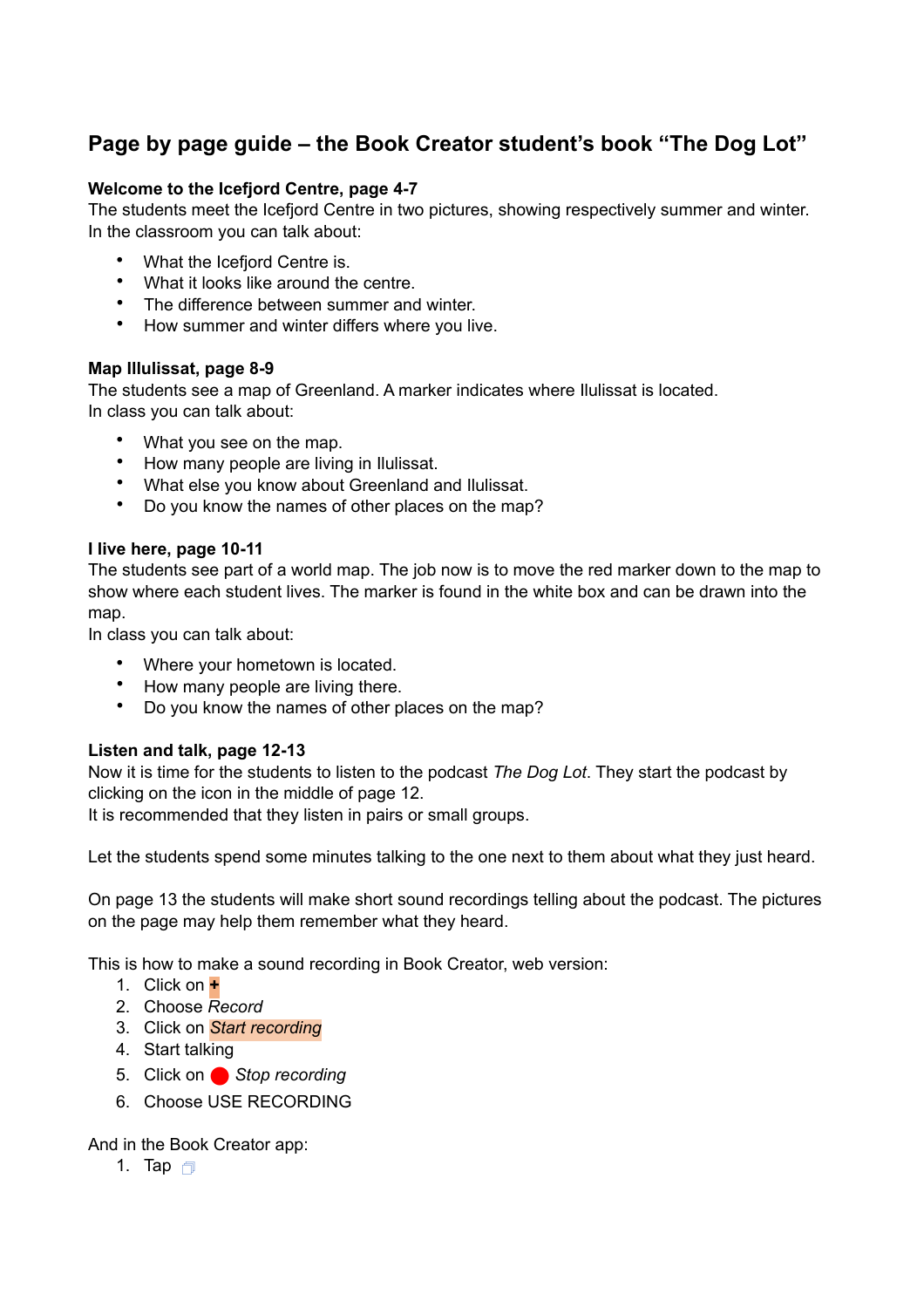# Page by page guide – the Book Creator student's book "The Dog Lot"

**Welcome to the Icefjord Centre, page 4-7**

The students meet the Icefjord Centre in two pictures, showing respectively summer and winter. In the classroom you can talk about:

- What the Icefjord Centre is.
- What it looks like around the centre.
- The difference between summer and winter.
- How summer and winter differs where you live.

**Map Illulissat, page 8-9**

The students see a map of Greenland. A marker indicates where Ilulissat is located.
In class you can talk about:

- What you see on the map.
- How many people are living in Ilulissat.
- What else you know about Greenland and Ilulissat.
- Do you know the names of other places on the map?

**I live here, page 10-11**

The students see part of a world map. The job now is to move the red marker down to the map to show where each student lives. The marker is found in the white box and can be drawn into the map.
In class you can talk about:

- Where your hometown is located.
- How many people are living there.
- Do you know the names of other places on the map?

**Listen and talk, page 12-13**

Now it is time for the students to listen to the podcast *The Dog Lot*. They start the podcast by clicking on the icon in the middle of page 12.
It is recommended that they listen in pairs or small groups.

Let the students spend some minutes talking to the one next to them about what they just heard.

On page 13 the students will make short sound recordings telling about the podcast. The pictures on the page may help them remember what they heard.

This is how to make a sound recording in Book Creator, web version:

1. Click on **+**
2. Choose *Record*
3. Click on *Start recording*
4. Start talking
5. Click on ● *Stop recording*
6. Choose USE RECORDING

And in the Book Creator app:

1. Tap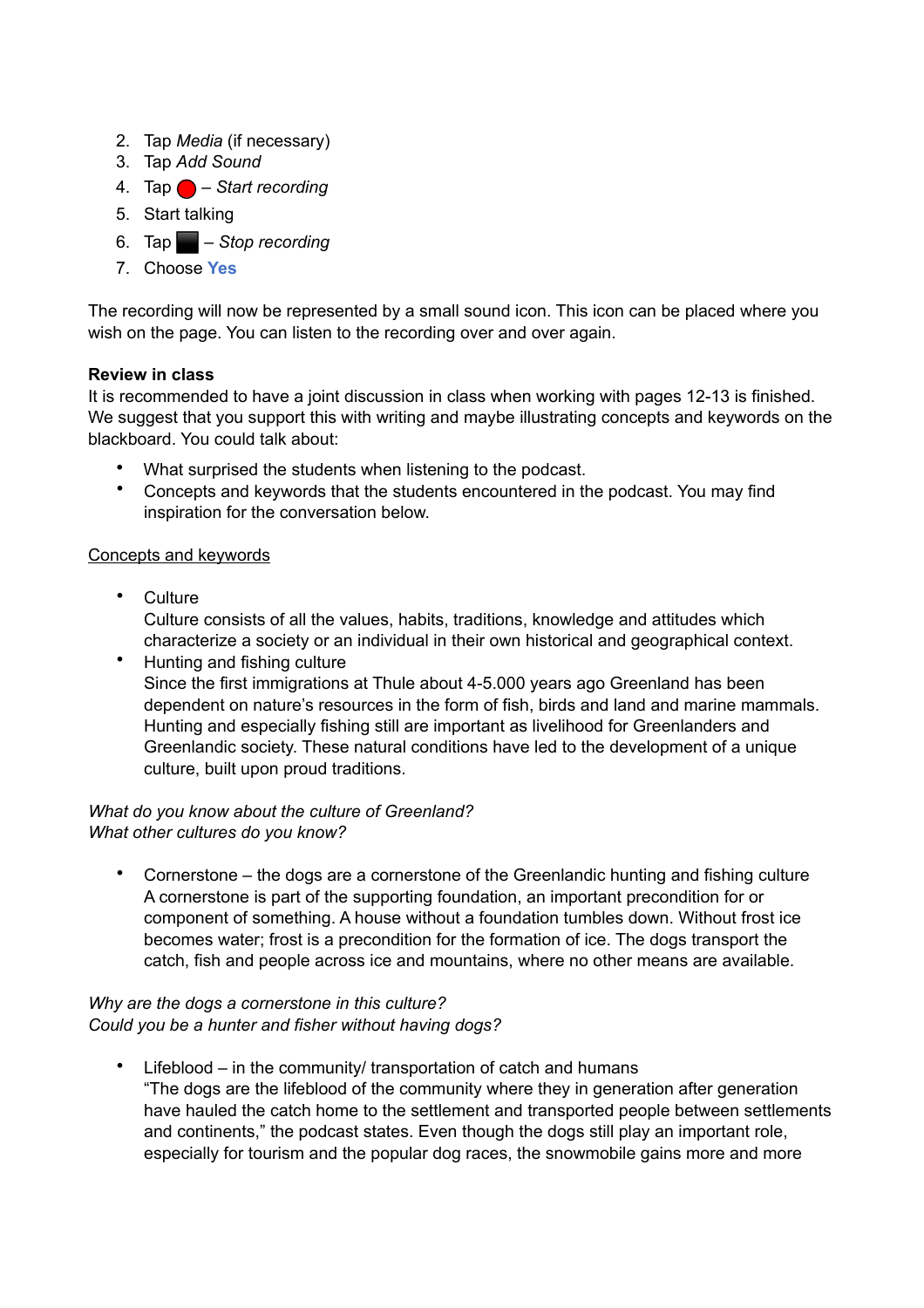2. Tap *Media* (if necessary)
3. Tap *Add Sound*
4. Tap 🔴 – *Start recording*
5. Start talking
6. Tap ⬛ – *Stop recording*
7. Choose **Yes**

The recording will now be represented by a small sound icon. This icon can be placed where you wish on the page. You can listen to the recording over and over again.

**Review in class**

It is recommended to have a joint discussion in class when working with pages 12-13 is finished. We suggest that you support this with writing and maybe illustrating concepts and keywords on the blackboard. You could talk about:

- What surprised the students when listening to the podcast.
- Concepts and keywords that the students encountered in the podcast. You may find inspiration for the conversation below.

<u>Concepts and keywords</u>

- Culture
  Culture consists of all the values, habits, traditions, knowledge and attitudes which characterize a society or an individual in their own historical and geographical context.
- Hunting and fishing culture
  Since the first immigrations at Thule about 4-5.000 years ago Greenland has been dependent on nature's resources in the form of fish, birds and land and marine mammals. Hunting and especially fishing still are important as livelihood for Greenlanders and Greenlandic society. These natural conditions have led to the development of a unique culture, built upon proud traditions.

*What do you know about the culture of Greenland?*
*What other cultures do you know?*

- Cornerstone – the dogs are a cornerstone of the Greenlandic hunting and fishing culture
  A cornerstone is part of the supporting foundation, an important precondition for or component of something. A house without a foundation tumbles down. Without frost ice becomes water; frost is a precondition for the formation of ice. The dogs transport the catch, fish and people across ice and mountains, where no other means are available.

*Why are the dogs a cornerstone in this culture?*
*Could you be a hunter and fisher without having dogs?*

- Lifeblood – in the community/ transportation of catch and humans
  "The dogs are the lifeblood of the community where they in generation after generation have hauled the catch home to the settlement and transported people between settlements and continents," the podcast states. Even though the dogs still play an important role, especially for tourism and the popular dog races, the snowmobile gains more and more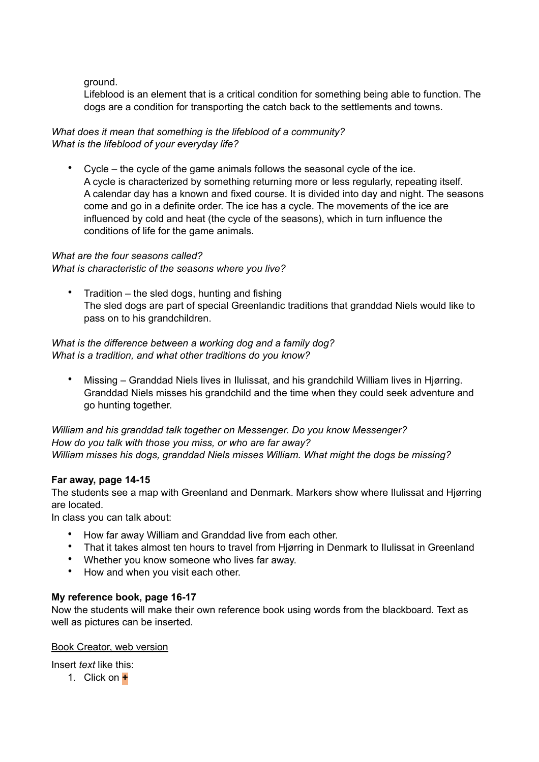ground.
Lifeblood is an element that is a critical condition for something being able to function. The dogs are a condition for transporting the catch back to the settlements and towns.

*What does it mean that something is the lifeblood of a community?*
*What is the lifeblood of your everyday life?*

- Cycle – the cycle of the game animals follows the seasonal cycle of the ice.
  A cycle is characterized by something returning more or less regularly, repeating itself. A calendar day has a known and fixed course. It is divided into day and night. The seasons come and go in a definite order. The ice has a cycle. The movements of the ice are influenced by cold and heat (the cycle of the seasons), which in turn influence the conditions of life for the game animals.

*What are the four seasons called?*
*What is characteristic of the seasons where you live?*

- Tradition – the sled dogs, hunting and fishing
  The sled dogs are part of special Greenlandic traditions that granddad Niels would like to pass on to his grandchildren.

*What is the difference between a working dog and a family dog?*
*What is a tradition, and what other traditions do you know?*

- Missing – Granddad Niels lives in Ilulissat, and his grandchild William lives in Hjørring. Granddad Niels misses his grandchild and the time when they could seek adventure and go hunting together.

*William and his granddad talk together on Messenger. Do you know Messenger?*
*How do you talk with those you miss, or who are far away?*
*William misses his dogs, granddad Niels misses William. What might the dogs be missing?*

**Far away, page 14-15**
The students see a map with Greenland and Denmark. Markers show where Ilulissat and Hjørring are located.
In class you can talk about:

- How far away William and Granddad live from each other.
- That it takes almost ten hours to travel from Hjørring in Denmark to Ilulissat in Greenland
- Whether you know someone who lives far away.
- How and when you visit each other.

**My reference book, page 16-17**
Now the students will make their own reference book using words from the blackboard. Text as well as pictures can be inserted.

<u>Book Creator, web version</u>

Insert *text* like this:

1. Click on **+**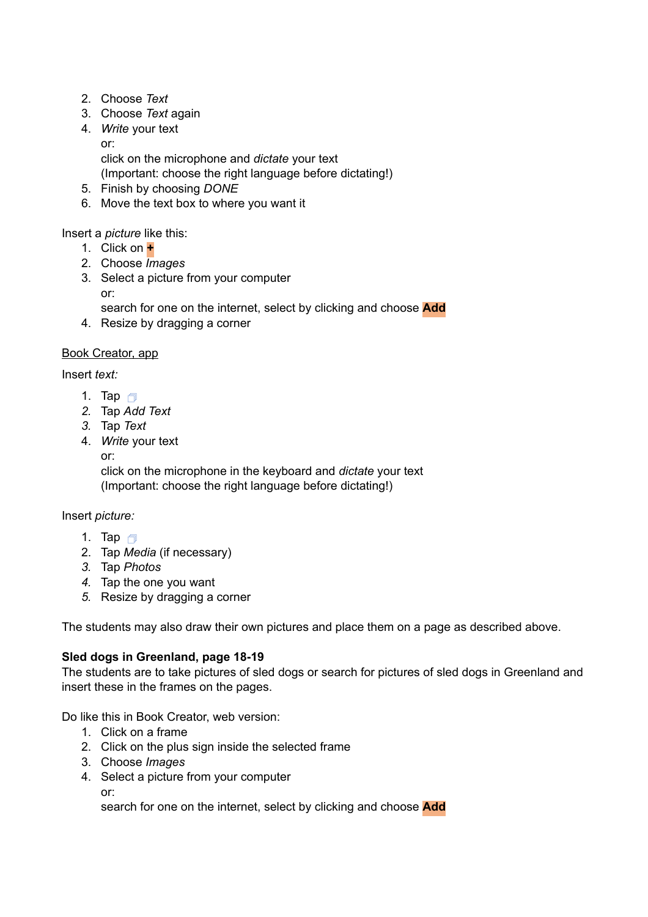2. Choose *Text*
3. Choose *Text* again
4. *Write* your text
   or:
   click on the microphone and *dictate* your text
   (Important: choose the right language before dictating!)
5. Finish by choosing *DONE*
6. Move the text box to where you want it

Insert a *picture* like this:

1. Click on **+**
2. Choose *Images*
3. Select a picture from your computer
   or:
   search for one on the internet, select by clicking and choose **Add**
4. Resize by dragging a corner

<u>Book Creator, app</u>

Insert *text:*

1. Tap
2. Tap *Add Text*
3. Tap *Text*
4. *Write* your text
   or:
   click on the microphone in the keyboard and *dictate* your text
   (Important: choose the right language before dictating!)

Insert *picture:*

1. Tap
2. Tap *Media* (if necessary)
3. Tap *Photos*
4. Tap the one you want
5. Resize by dragging a corner

The students may also draw their own pictures and place them on a page as described above.

**Sled dogs in Greenland, page 18-19**
The students are to take pictures of sled dogs or search for pictures of sled dogs in Greenland and insert these in the frames on the pages.

Do like this in Book Creator, web version:

1. Click on a frame
2. Click on the plus sign inside the selected frame
3. Choose *Images*
4. Select a picture from your computer
   or:
   search for one on the internet, select by clicking and choose **Add**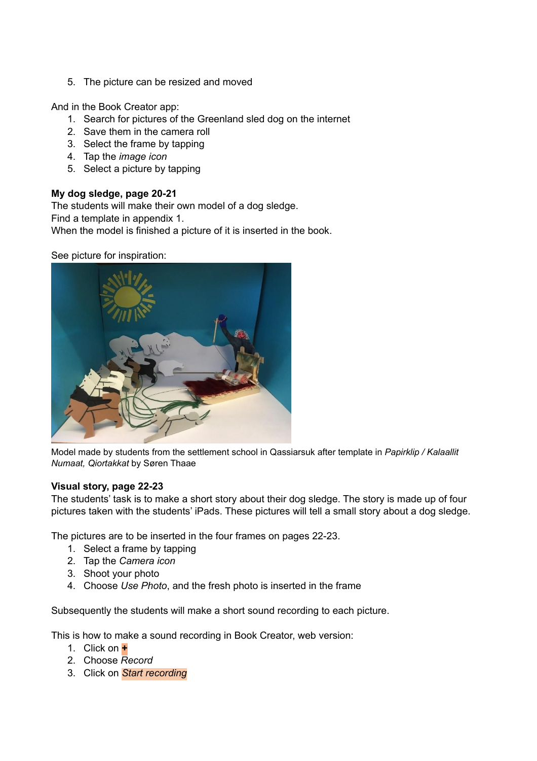5. The picture can be resized and moved

And in the Book Creator app:
1. Search for pictures of the Greenland sled dog on the internet
2. Save them in the camera roll
3. Select the frame by tapping
4. Tap the *image icon*
5. Select a picture by tapping

**My dog sledge, page 20-21**
The students will make their own model of a dog sledge.
Find a template in appendix 1.
When the model is finished a picture of it is inserted in the book.

See picture for inspiration:

Model made by students from the settlement school in Qassiarsuk after template in *Papirklip / Kalaallit Numaat, Qiortakkat* by Søren Thaae

**Visual story, page 22-23**
The students' task is to make a short story about their dog sledge. The story is made up of four pictures taken with the students' iPads. These pictures will tell a small story about a dog sledge.

The pictures are to be inserted in the four frames on pages 22-23.
1. Select a frame by tapping
2. Tap the *Camera icon*
3. Shoot your photo
4. Choose *Use Photo*, and the fresh photo is inserted in the frame

Subsequently the students will make a short sound recording to each picture.

This is how to make a sound recording in Book Creator, web version:
1. Click on **+**
2. Choose *Record*
3. Click on *Start recording*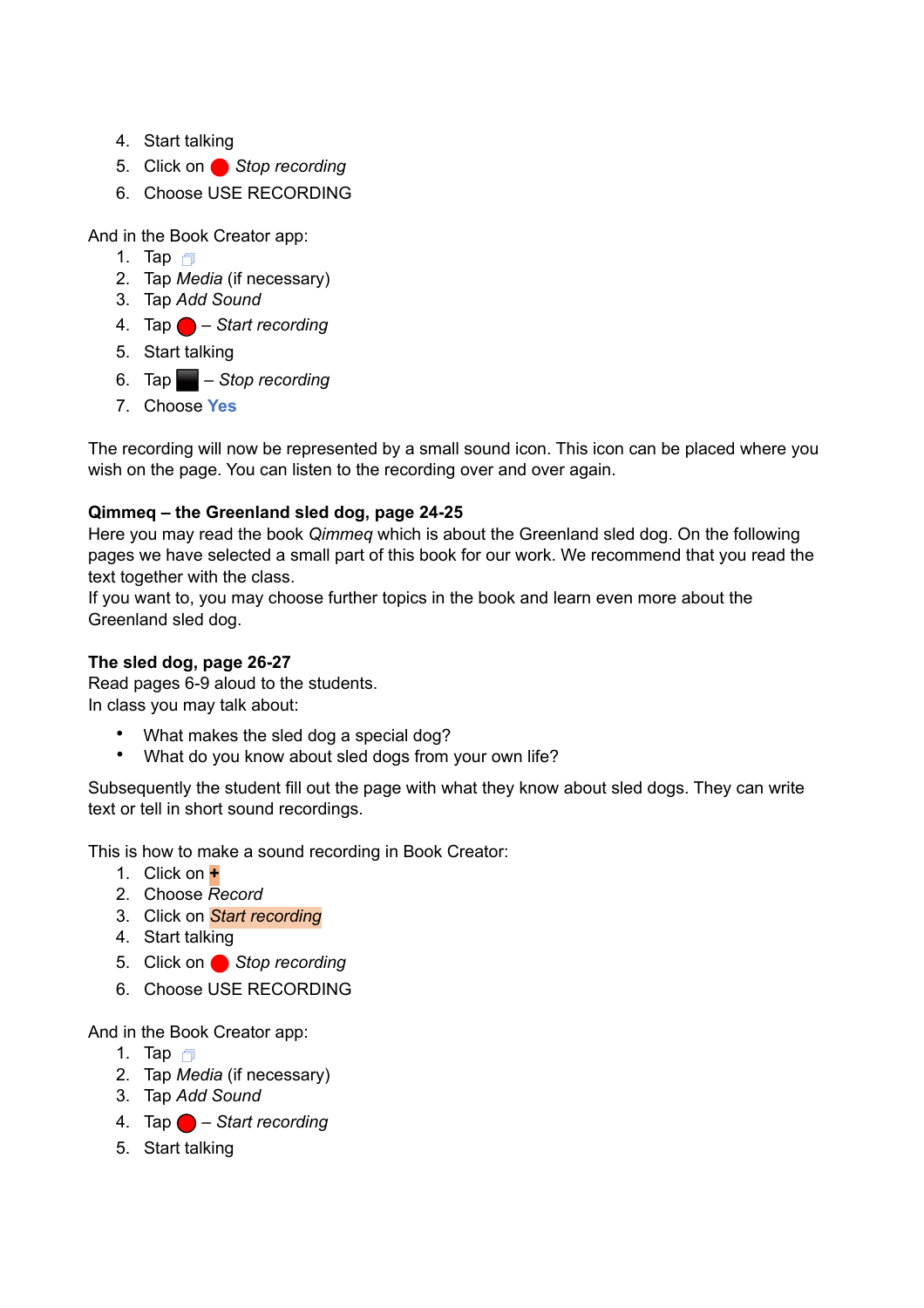4. Start talking
5. Click on 🔴 *Stop recording*
6. Choose USE RECORDING

And in the Book Creator app:

1. Tap
2. Tap *Media* (if necessary)
3. Tap *Add Sound*
4. Tap 🔴 – *Start recording*
5. Start talking
6. Tap ⬛ – *Stop recording*
7. Choose **Yes**

The recording will now be represented by a small sound icon. This icon can be placed where you wish on the page. You can listen to the recording over and over again.

**Qimmeq – the Greenland sled dog, page 24-25**
Here you may read the book *Qimmeq* which is about the Greenland sled dog. On the following pages we have selected a small part of this book for our work. We recommend that you read the text together with the class.
If you want to, you may choose further topics in the book and learn even more about the Greenland sled dog.

**The sled dog, page 26-27**
Read pages 6-9 aloud to the students.
In class you may talk about:

- What makes the sled dog a special dog?
- What do you know about sled dogs from your own life?

Subsequently the student fill out the page with what they know about sled dogs. They can write text or tell in short sound recordings.

This is how to make a sound recording in Book Creator:

1. Click on **+**
2. Choose *Record*
3. Click on *Start recording*
4. Start talking
5. Click on 🔴 *Stop recording*
6. Choose USE RECORDING

And in the Book Creator app:

1. Tap
2. Tap *Media* (if necessary)
3. Tap *Add Sound*
4. Tap 🔴 – *Start recording*
5. Start talking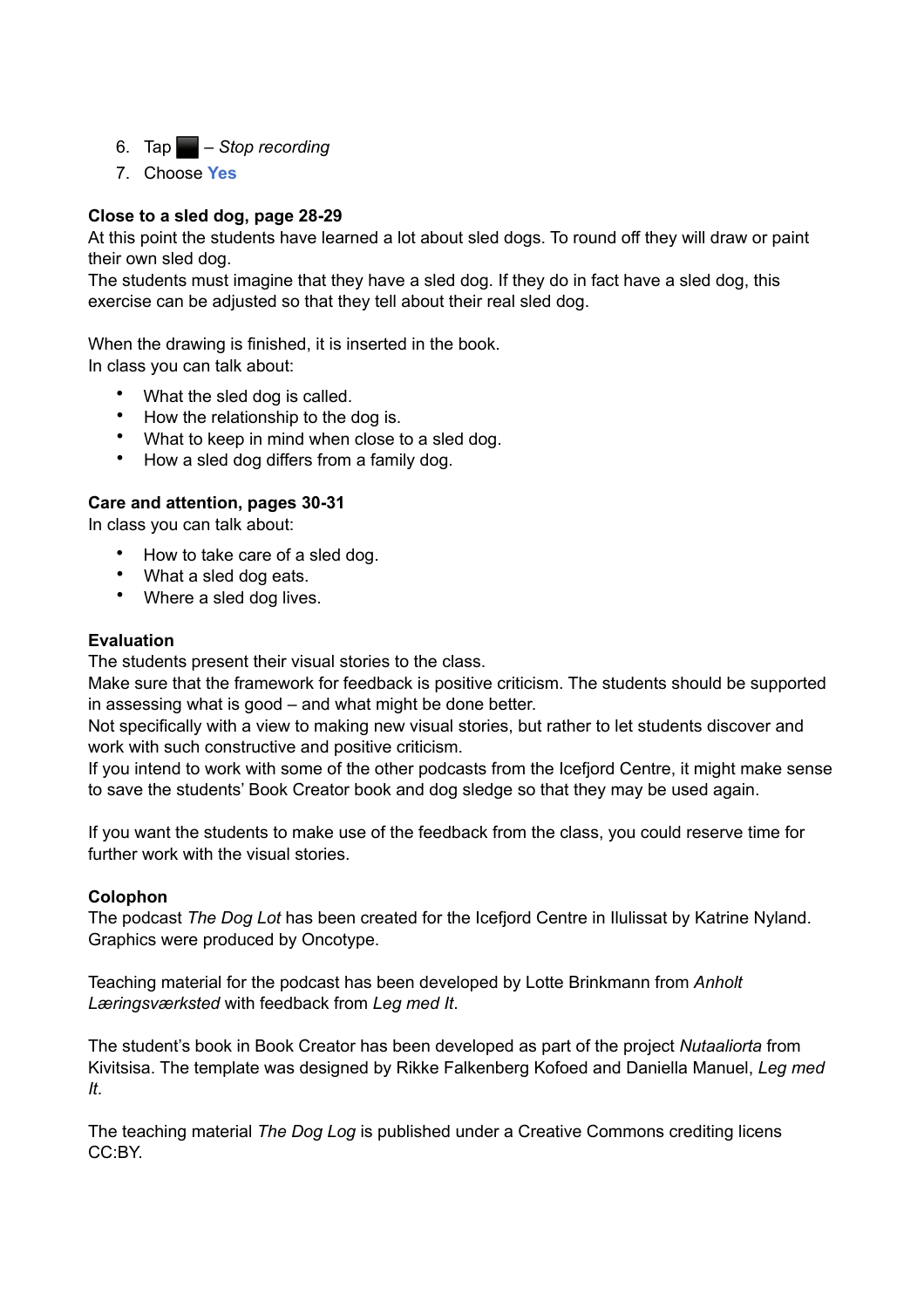6. Tap ■ – *Stop recording*
7. Choose **Yes**

**Close to a sled dog, page 28-29**
At this point the students have learned a lot about sled dogs. To round off they will draw or paint their own sled dog.
The students must imagine that they have a sled dog. If they do in fact have a sled dog, this exercise can be adjusted so that they tell about their real sled dog.

When the drawing is finished, it is inserted in the book.
In class you can talk about:

- What the sled dog is called.
- How the relationship to the dog is.
- What to keep in mind when close to a sled dog.
- How a sled dog differs from a family dog.

**Care and attention, pages 30-31**
In class you can talk about:

- How to take care of a sled dog.
- What a sled dog eats.
- Where a sled dog lives.

**Evaluation**
The students present their visual stories to the class.
Make sure that the framework for feedback is positive criticism. The students should be supported in assessing what is good – and what might be done better.
Not specifically with a view to making new visual stories, but rather to let students discover and work with such constructive and positive criticism.
If you intend to work with some of the other podcasts from the Icefjord Centre, it might make sense to save the students' Book Creator book and dog sledge so that they may be used again.

If you want the students to make use of the feedback from the class, you could reserve time for further work with the visual stories.

**Colophon**
The podcast *The Dog Lot* has been created for the Icefjord Centre in Ilulissat by Katrine Nyland. Graphics were produced by Oncotype.

Teaching material for the podcast has been developed by Lotte Brinkmann from *Anholt Læringsværksted* with feedback from *Leg med It*.

The student's book in Book Creator has been developed as part of the project *Nutaaliorta* from Kivitsisa. The template was designed by Rikke Falkenberg Kofoed and Daniella Manuel, *Leg med It*.

The teaching material *The Dog Log* is published under a Creative Commons crediting licens CC:BY.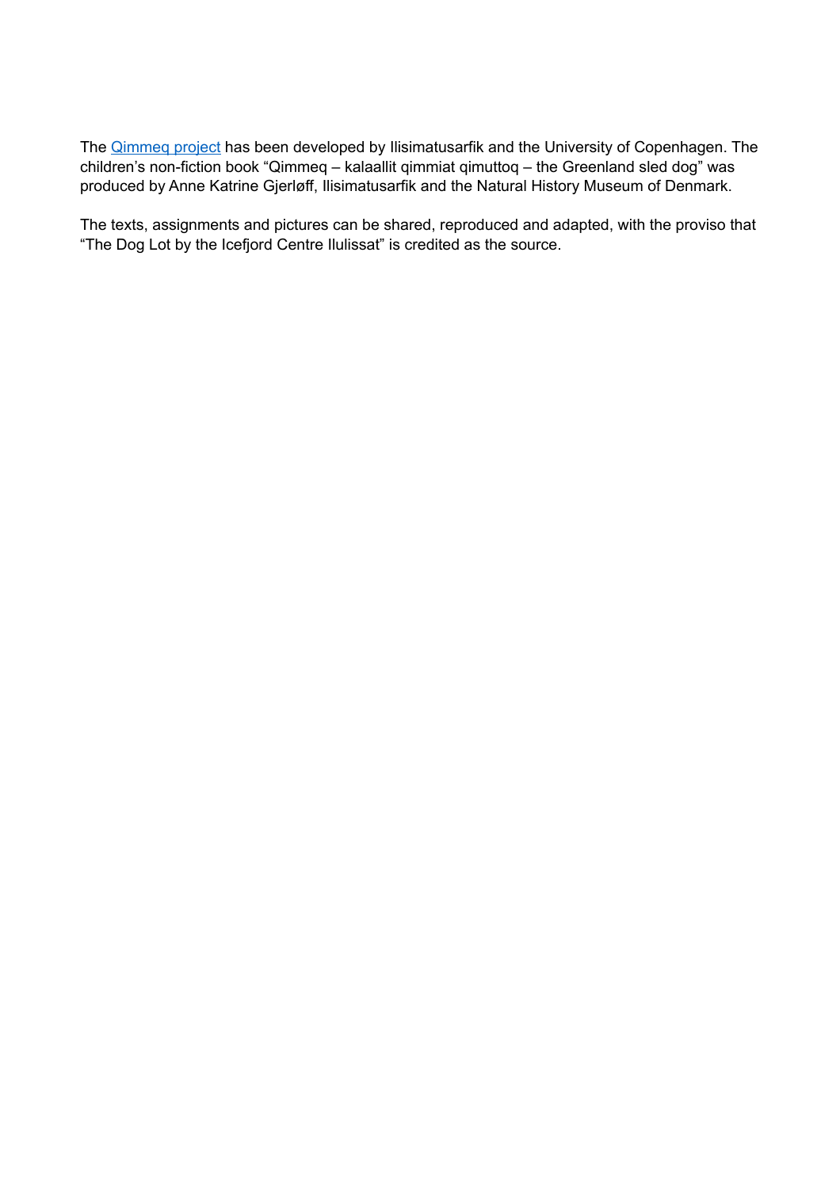The Qimmeq project has been developed by Ilisimatusarfik and the University of Copenhagen. The children's non-fiction book "Qimmeq – kalaallit qimmiat qimuttoq – the Greenland sled dog" was produced by Anne Katrine Gjerløff, Ilisimatusarfik and the Natural History Museum of Denmark.

The texts, assignments and pictures can be shared, reproduced and adapted, with the proviso that "The Dog Lot by the Icefjord Centre Ilulissat" is credited as the source.